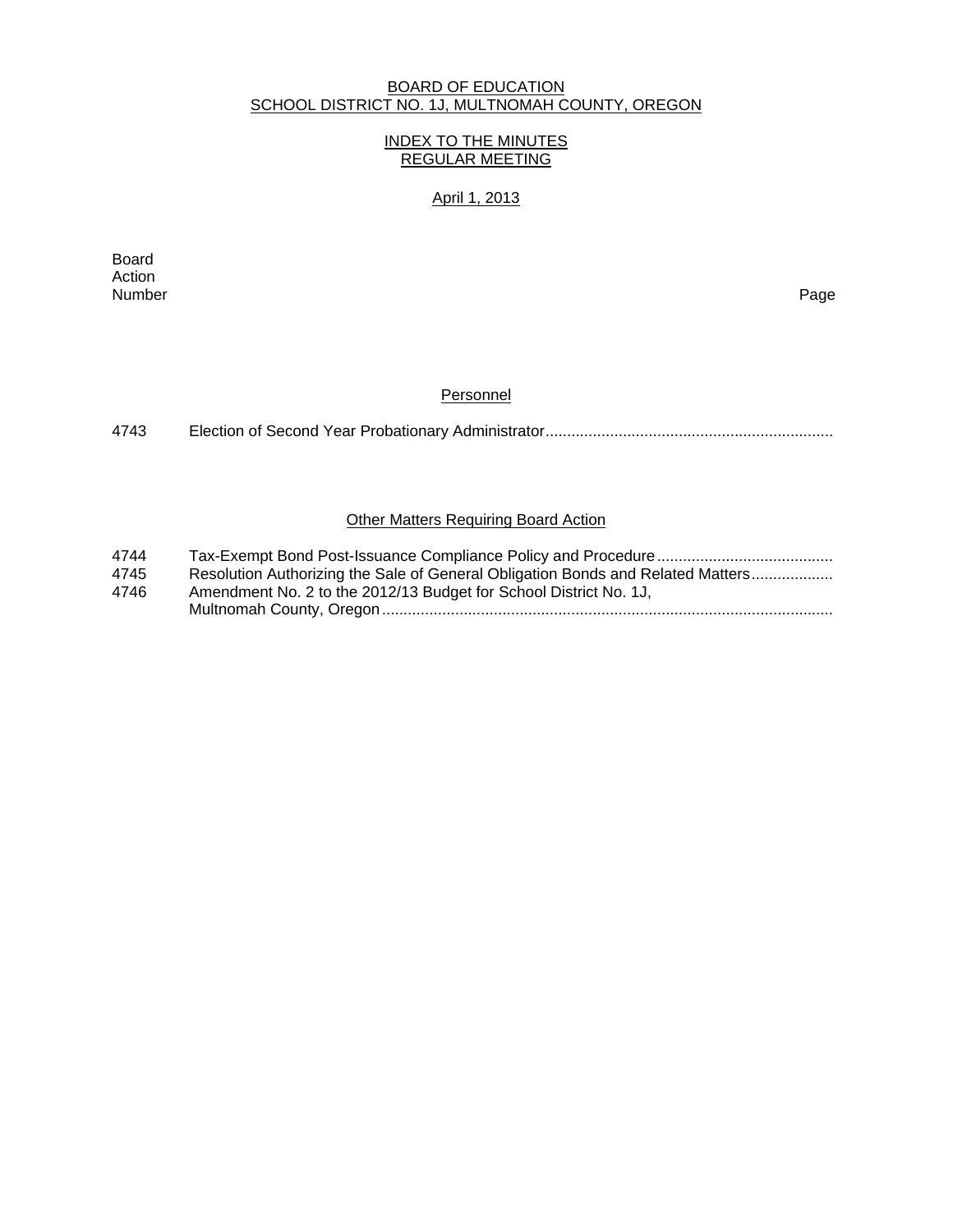BOARD OF EDUCATION
SCHOOL DISTRICT NO. 1J, MULTNOMAH COUNTY, OREGON

INDEX TO THE MINUTES
REGULAR MEETING

April 1, 2013

| Board Action Number | | Page |
|---|---|---|
| | **Personnel** | |
| 4743 | Election of Second Year Probationary Administrator | |
| | **Other Matters Requiring Board Action** | |
| 4744 | Tax-Exempt Bond Post-Issuance Compliance Policy and Procedure | |
| 4745 | Resolution Authorizing the Sale of General Obligation Bonds and Related Matters | |
| 4746 | Amendment No. 2 to the 2012/13 Budget for School District No. 1J, Multnomah County, Oregon | |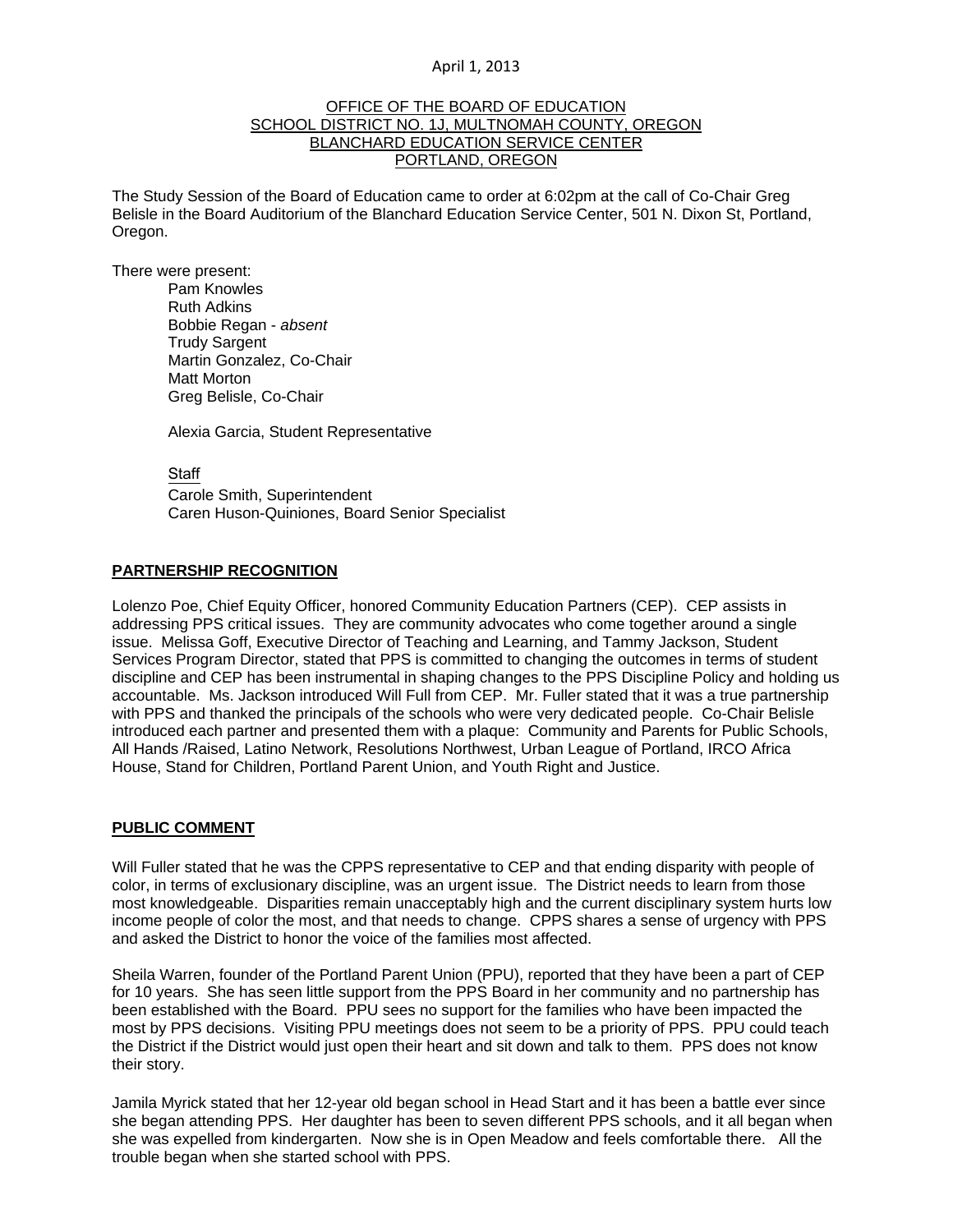April 1, 2013

OFFICE OF THE BOARD OF EDUCATION
SCHOOL DISTRICT NO. 1J, MULTNOMAH COUNTY, OREGON
BLANCHARD EDUCATION SERVICE CENTER
PORTLAND, OREGON

The Study Session of the Board of Education came to order at 6:02pm at the call of Co-Chair Greg Belisle in the Board Auditorium of the Blanchard Education Service Center, 501 N. Dixon St, Portland, Oregon.

There were present:

Pam Knowles
Ruth Adkins
Bobbie Regan - *absent*
Trudy Sargent
Martin Gonzalez, Co-Chair
Matt Morton
Greg Belisle, Co-Chair

Alexia Garcia, Student Representative

Staff
Carole Smith, Superintendent
Caren Huson-Quiniones, Board Senior Specialist

**PARTNERSHIP RECOGNITION**

Lolenzo Poe, Chief Equity Officer, honored Community Education Partners (CEP). CEP assists in addressing PPS critical issues. They are community advocates who come together around a single issue. Melissa Goff, Executive Director of Teaching and Learning, and Tammy Jackson, Student Services Program Director, stated that PPS is committed to changing the outcomes in terms of student discipline and CEP has been instrumental in shaping changes to the PPS Discipline Policy and holding us accountable. Ms. Jackson introduced Will Full from CEP. Mr. Fuller stated that it was a true partnership with PPS and thanked the principals of the schools who were very dedicated people. Co-Chair Belisle introduced each partner and presented them with a plaque: Community and Parents for Public Schools, All Hands /Raised, Latino Network, Resolutions Northwest, Urban League of Portland, IRCO Africa House, Stand for Children, Portland Parent Union, and Youth Right and Justice.

**PUBLIC COMMENT**

Will Fuller stated that he was the CPPS representative to CEP and that ending disparity with people of color, in terms of exclusionary discipline, was an urgent issue. The District needs to learn from those most knowledgeable. Disparities remain unacceptably high and the current disciplinary system hurts low income people of color the most, and that needs to change. CPPS shares a sense of urgency with PPS and asked the District to honor the voice of the families most affected.

Sheila Warren, founder of the Portland Parent Union (PPU), reported that they have been a part of CEP for 10 years. She has seen little support from the PPS Board in her community and no partnership has been established with the Board. PPU sees no support for the families who have been impacted the most by PPS decisions. Visiting PPU meetings does not seem to be a priority of PPS. PPU could teach the District if the District would just open their heart and sit down and talk to them. PPS does not know their story.

Jamila Myrick stated that her 12-year old began school in Head Start and it has been a battle ever since she began attending PPS. Her daughter has been to seven different PPS schools, and it all began when she was expelled from kindergarten. Now she is in Open Meadow and feels comfortable there. All the trouble began when she started school with PPS.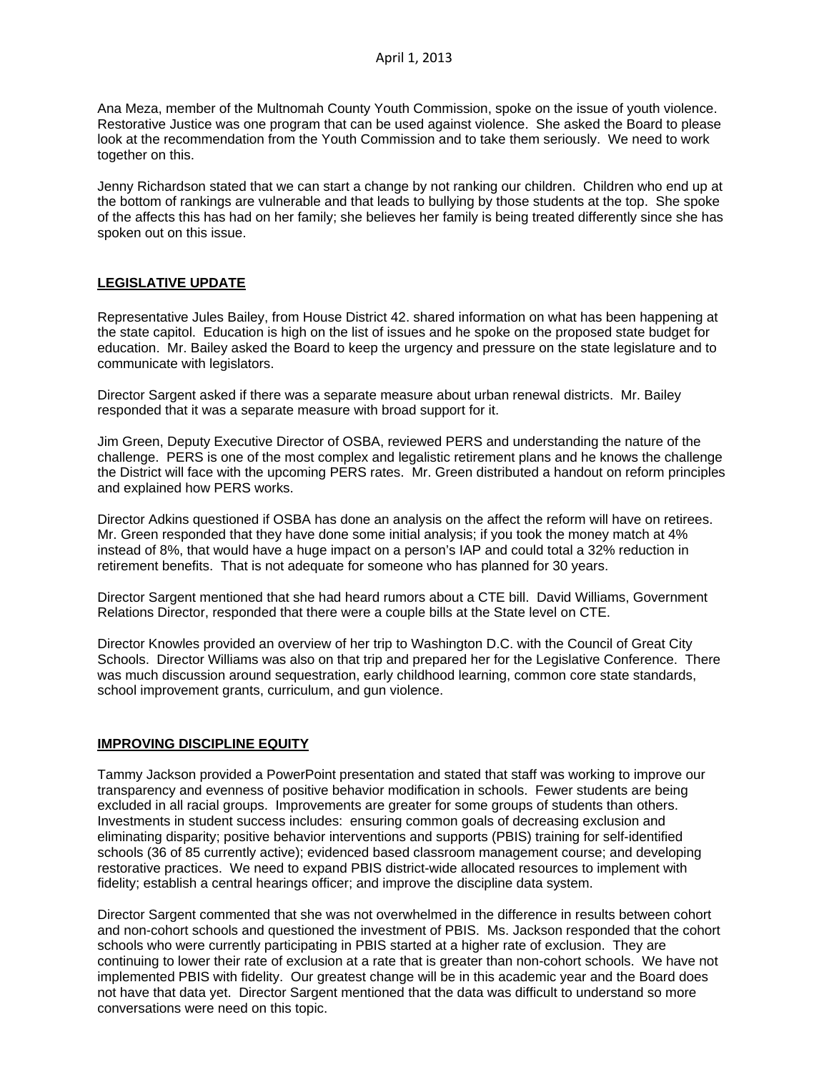Ana Meza, member of the Multnomah County Youth Commission, spoke on the issue of youth violence. Restorative Justice was one program that can be used against violence. She asked the Board to please look at the recommendation from the Youth Commission and to take them seriously. We need to work together on this.

Jenny Richardson stated that we can start a change by not ranking our children. Children who end up at the bottom of rankings are vulnerable and that leads to bullying by those students at the top. She spoke of the affects this has had on her family; she believes her family is being treated differently since she has spoken out on this issue.

## LEGISLATIVE UPDATE

Representative Jules Bailey, from House District 42. shared information on what has been happening at the state capitol. Education is high on the list of issues and he spoke on the proposed state budget for education. Mr. Bailey asked the Board to keep the urgency and pressure on the state legislature and to communicate with legislators.

Director Sargent asked if there was a separate measure about urban renewal districts. Mr. Bailey responded that it was a separate measure with broad support for it.

Jim Green, Deputy Executive Director of OSBA, reviewed PERS and understanding the nature of the challenge. PERS is one of the most complex and legalistic retirement plans and he knows the challenge the District will face with the upcoming PERS rates. Mr. Green distributed a handout on reform principles and explained how PERS works.

Director Adkins questioned if OSBA has done an analysis on the affect the reform will have on retirees. Mr. Green responded that they have done some initial analysis; if you took the money match at 4% instead of 8%, that would have a huge impact on a person's IAP and could total a 32% reduction in retirement benefits. That is not adequate for someone who has planned for 30 years.

Director Sargent mentioned that she had heard rumors about a CTE bill. David Williams, Government Relations Director, responded that there were a couple bills at the State level on CTE.

Director Knowles provided an overview of her trip to Washington D.C. with the Council of Great City Schools. Director Williams was also on that trip and prepared her for the Legislative Conference. There was much discussion around sequestration, early childhood learning, common core state standards, school improvement grants, curriculum, and gun violence.

## IMPROVING DISCIPLINE EQUITY

Tammy Jackson provided a PowerPoint presentation and stated that staff was working to improve our transparency and evenness of positive behavior modification in schools. Fewer students are being excluded in all racial groups. Improvements are greater for some groups of students than others. Investments in student success includes: ensuring common goals of decreasing exclusion and eliminating disparity; positive behavior interventions and supports (PBIS) training for self-identified schools (36 of 85 currently active); evidenced based classroom management course; and developing restorative practices. We need to expand PBIS district-wide allocated resources to implement with fidelity; establish a central hearings officer; and improve the discipline data system.

Director Sargent commented that she was not overwhelmed in the difference in results between cohort and non-cohort schools and questioned the investment of PBIS. Ms. Jackson responded that the cohort schools who were currently participating in PBIS started at a higher rate of exclusion. They are continuing to lower their rate of exclusion at a rate that is greater than non-cohort schools. We have not implemented PBIS with fidelity. Our greatest change will be in this academic year and the Board does not have that data yet. Director Sargent mentioned that the data was difficult to understand so more conversations were need on this topic.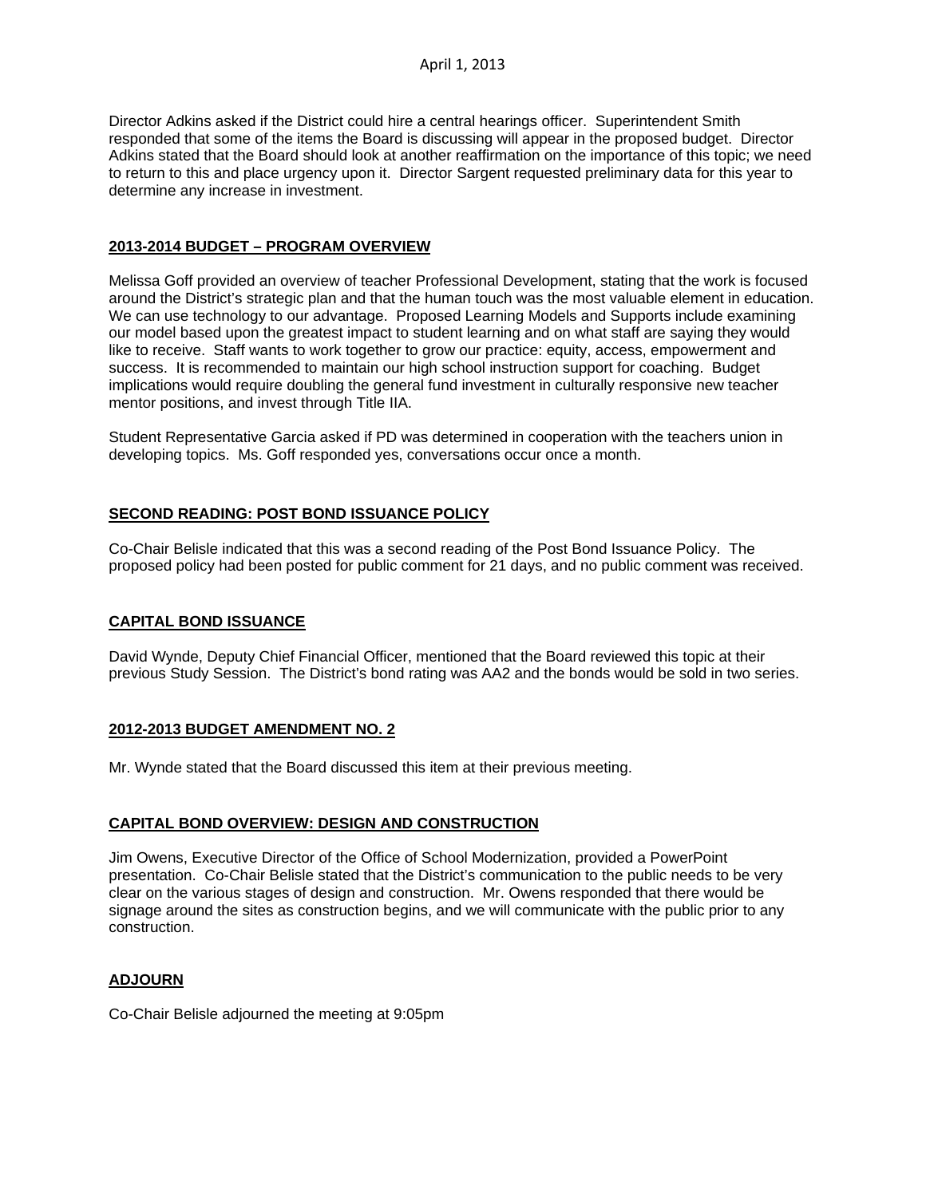Director Adkins asked if the District could hire a central hearings officer. Superintendent Smith responded that some of the items the Board is discussing will appear in the proposed budget. Director Adkins stated that the Board should look at another reaffirmation on the importance of this topic; we need to return to this and place urgency upon it. Director Sargent requested preliminary data for this year to determine any increase in investment.

## 2013-2014 BUDGET – PROGRAM OVERVIEW

Melissa Goff provided an overview of teacher Professional Development, stating that the work is focused around the District's strategic plan and that the human touch was the most valuable element in education. We can use technology to our advantage. Proposed Learning Models and Supports include examining our model based upon the greatest impact to student learning and on what staff are saying they would like to receive. Staff wants to work together to grow our practice: equity, access, empowerment and success. It is recommended to maintain our high school instruction support for coaching. Budget implications would require doubling the general fund investment in culturally responsive new teacher mentor positions, and invest through Title IIA.

Student Representative Garcia asked if PD was determined in cooperation with the teachers union in developing topics. Ms. Goff responded yes, conversations occur once a month.

## SECOND READING: POST BOND ISSUANCE POLICY

Co-Chair Belisle indicated that this was a second reading of the Post Bond Issuance Policy. The proposed policy had been posted for public comment for 21 days, and no public comment was received.

## CAPITAL BOND ISSUANCE

David Wynde, Deputy Chief Financial Officer, mentioned that the Board reviewed this topic at their previous Study Session. The District's bond rating was AA2 and the bonds would be sold in two series.

## 2012-2013 BUDGET AMENDMENT NO. 2

Mr. Wynde stated that the Board discussed this item at their previous meeting.

## CAPITAL BOND OVERVIEW: DESIGN AND CONSTRUCTION

Jim Owens, Executive Director of the Office of School Modernization, provided a PowerPoint presentation. Co-Chair Belisle stated that the District's communication to the public needs to be very clear on the various stages of design and construction. Mr. Owens responded that there would be signage around the sites as construction begins, and we will communicate with the public prior to any construction.

## ADJOURN

Co-Chair Belisle adjourned the meeting at 9:05pm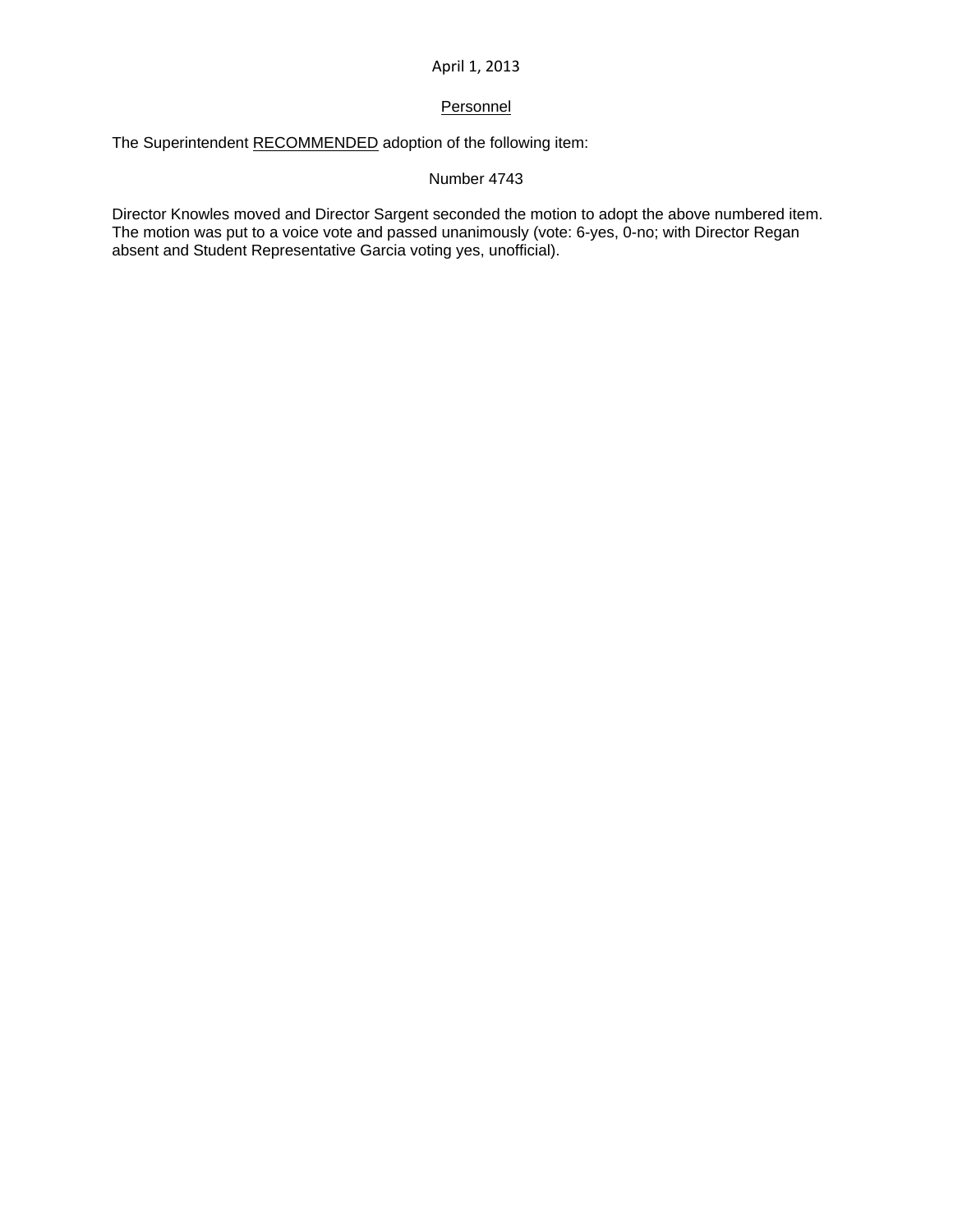April 1, 2013

<u>Personnel</u>

The Superintendent <u>RECOMMENDED</u> adoption of the following item:

Number 4743

Director Knowles moved and Director Sargent seconded the motion to adopt the above numbered item. The motion was put to a voice vote and passed unanimously (vote: 6-yes, 0-no; with Director Regan absent and Student Representative Garcia voting yes, unofficial).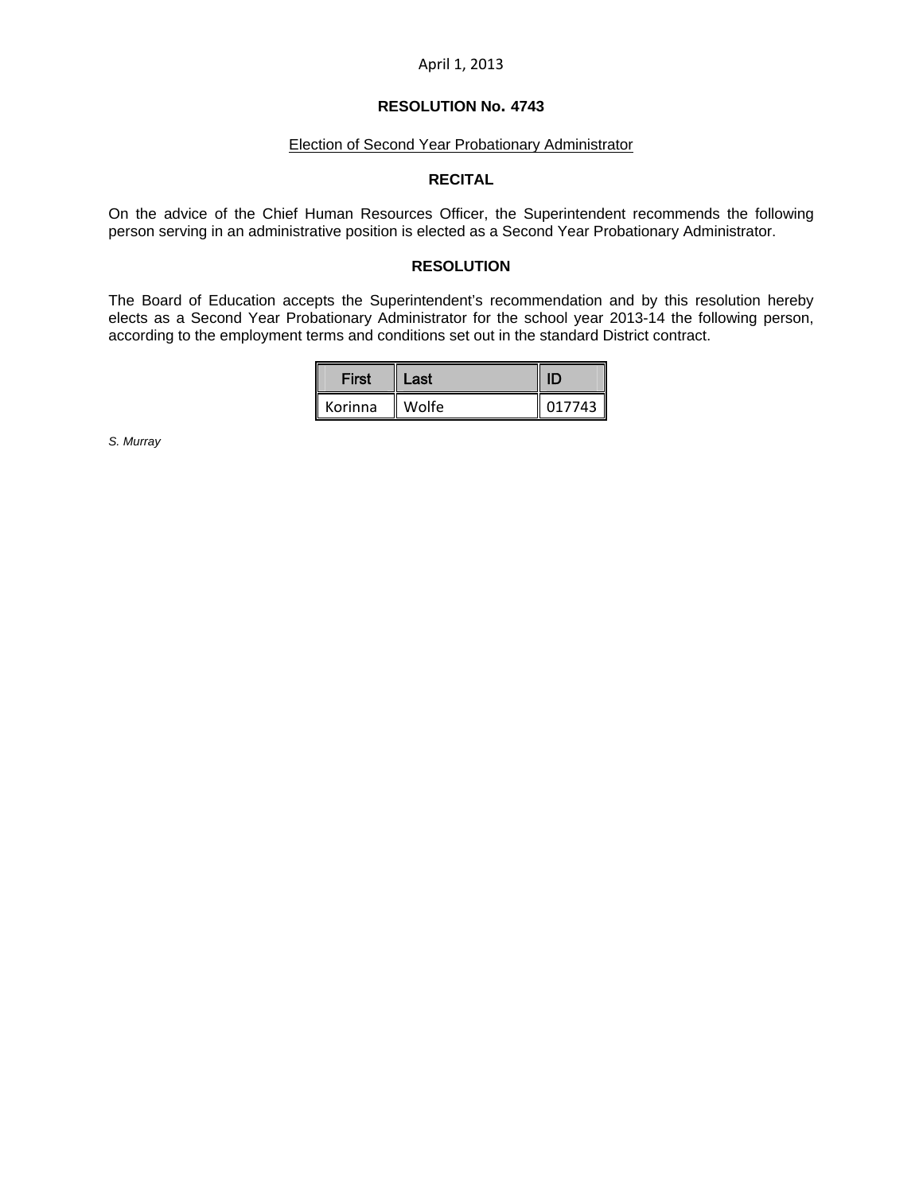April 1, 2013

## RESOLUTION No. 4743

Election of Second Year Probationary Administrator

### RECITAL

On the advice of the Chief Human Resources Officer, the Superintendent recommends the following person serving in an administrative position is elected as a Second Year Probationary Administrator.

### RESOLUTION

The Board of Education accepts the Superintendent's recommendation and by this resolution hereby elects as a Second Year Probationary Administrator for the school year 2013-14 the following person, according to the employment terms and conditions set out in the standard District contract.

| First | Last | ID |
|---|---|---|
| Korinna | Wolfe | 017743 |

*S. Murray*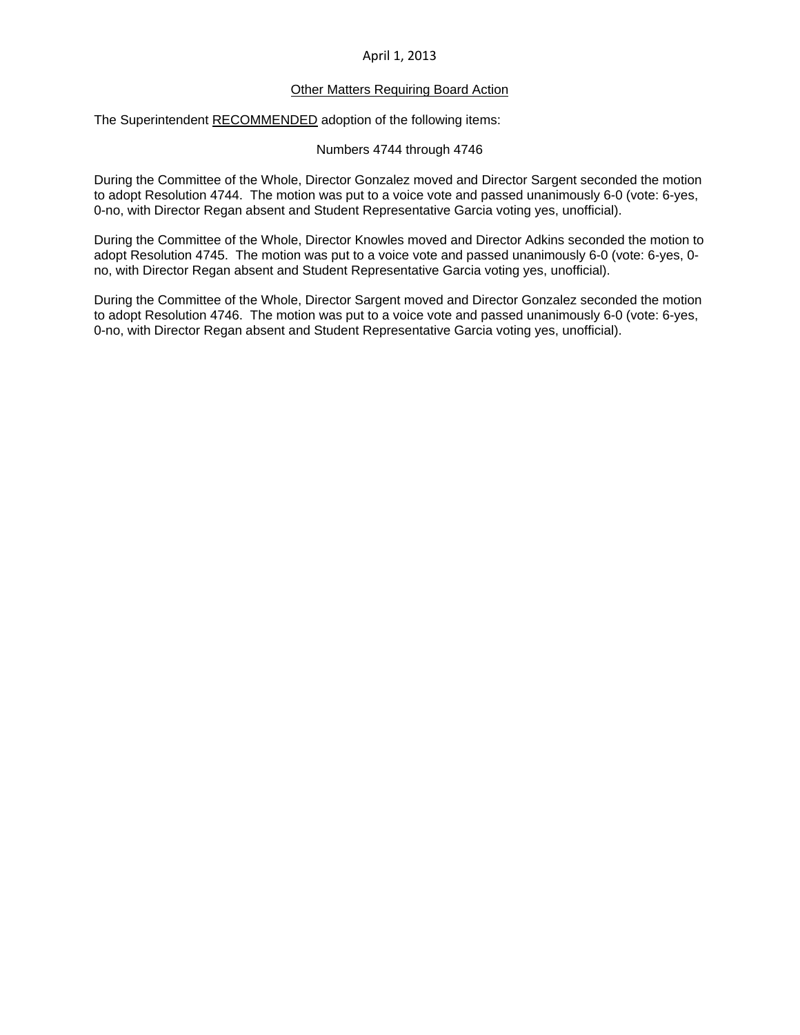April 1, 2013

Other Matters Requiring Board Action

The Superintendent RECOMMENDED adoption of the following items:

Numbers 4744 through 4746

During the Committee of the Whole, Director Gonzalez moved and Director Sargent seconded the motion to adopt Resolution 4744. The motion was put to a voice vote and passed unanimously 6-0 (vote: 6-yes, 0-no, with Director Regan absent and Student Representative Garcia voting yes, unofficial).

During the Committee of the Whole, Director Knowles moved and Director Adkins seconded the motion to adopt Resolution 4745. The motion was put to a voice vote and passed unanimously 6-0 (vote: 6-yes, 0-no, with Director Regan absent and Student Representative Garcia voting yes, unofficial).

During the Committee of the Whole, Director Sargent moved and Director Gonzalez seconded the motion to adopt Resolution 4746. The motion was put to a voice vote and passed unanimously 6-0 (vote: 6-yes, 0-no, with Director Regan absent and Student Representative Garcia voting yes, unofficial).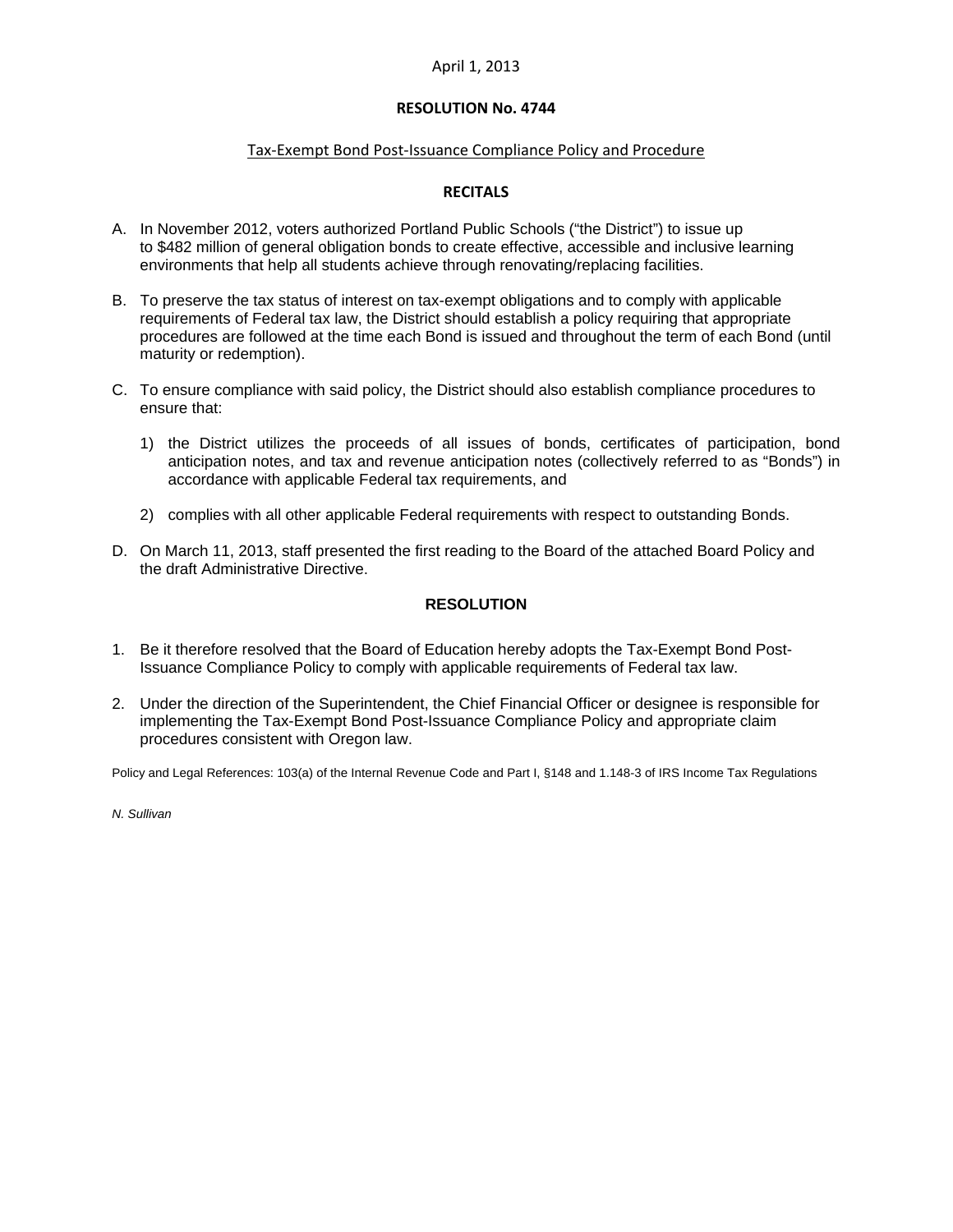April 1, 2013

**RESOLUTION No. 4744**

Tax-Exempt Bond Post-Issuance Compliance Policy and Procedure

**RECITALS**

A. In November 2012, voters authorized Portland Public Schools ("the District") to issue up to $482 million of general obligation bonds to create effective, accessible and inclusive learning environments that help all students achieve through renovating/replacing facilities.

B. To preserve the tax status of interest on tax-exempt obligations and to comply with applicable requirements of Federal tax law, the District should establish a policy requiring that appropriate procedures are followed at the time each Bond is issued and throughout the term of each Bond (until maturity or redemption).

C. To ensure compliance with said policy, the District should also establish compliance procedures to ensure that:

   1) the District utilizes the proceeds of all issues of bonds, certificates of participation, bond anticipation notes, and tax and revenue anticipation notes (collectively referred to as "Bonds") in accordance with applicable Federal tax requirements, and

   2) complies with all other applicable Federal requirements with respect to outstanding Bonds.

D. On March 11, 2013, staff presented the first reading to the Board of the attached Board Policy and the draft Administrative Directive.

**RESOLUTION**

1. Be it therefore resolved that the Board of Education hereby adopts the Tax-Exempt Bond Post-Issuance Compliance Policy to comply with applicable requirements of Federal tax law.

2. Under the direction of the Superintendent, the Chief Financial Officer or designee is responsible for implementing the Tax-Exempt Bond Post-Issuance Compliance Policy and appropriate claim procedures consistent with Oregon law.

Policy and Legal References: 103(a) of the Internal Revenue Code and Part I, §148 and 1.148-3 of IRS Income Tax Regulations

*N. Sullivan*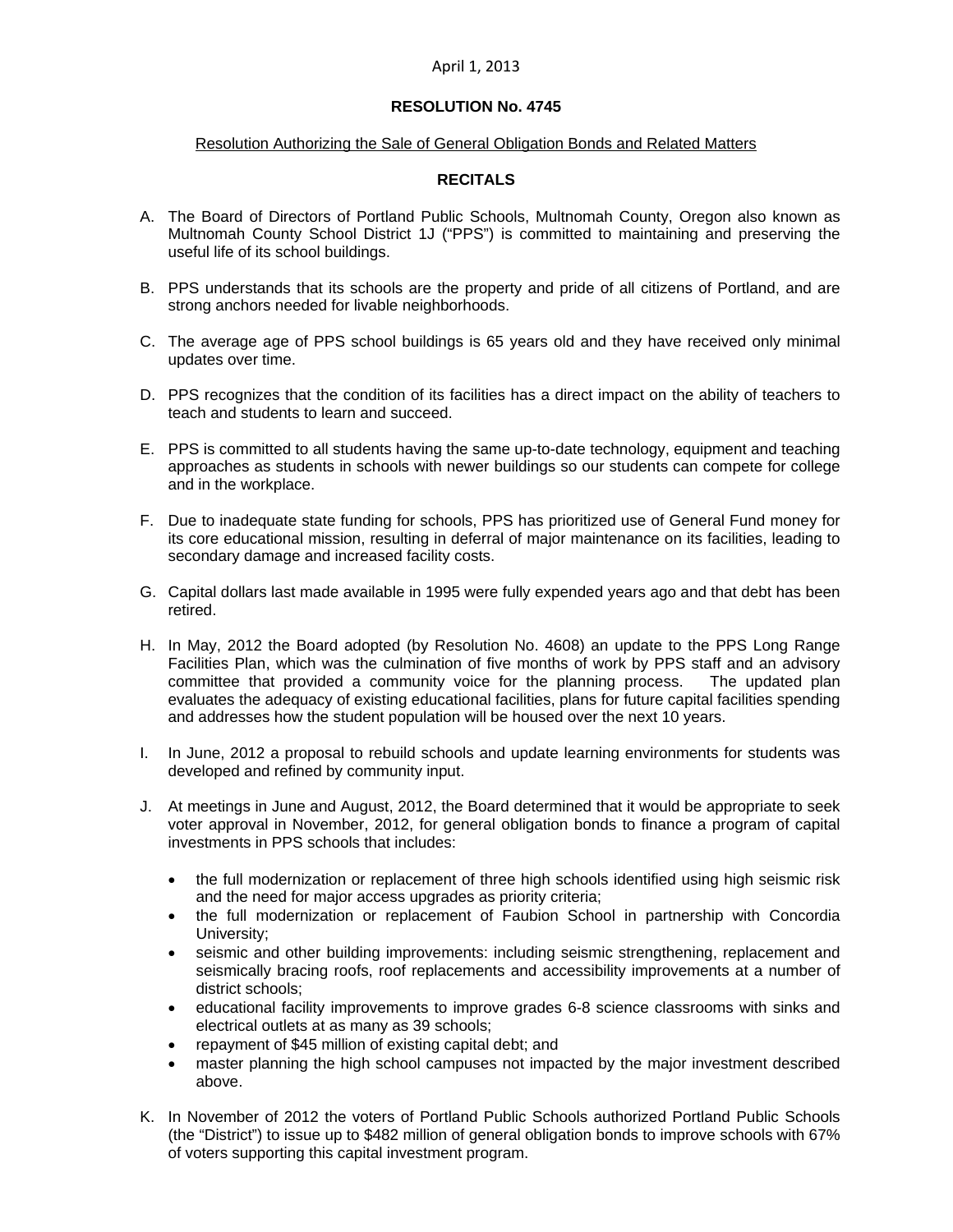April 1, 2013

**RESOLUTION No. 4745**

Resolution Authorizing the Sale of General Obligation Bonds and Related Matters

**RECITALS**

A. The Board of Directors of Portland Public Schools, Multnomah County, Oregon also known as Multnomah County School District 1J ("PPS") is committed to maintaining and preserving the useful life of its school buildings.

B. PPS understands that its schools are the property and pride of all citizens of Portland, and are strong anchors needed for livable neighborhoods.

C. The average age of PPS school buildings is 65 years old and they have received only minimal updates over time.

D. PPS recognizes that the condition of its facilities has a direct impact on the ability of teachers to teach and students to learn and succeed.

E. PPS is committed to all students having the same up-to-date technology, equipment and teaching approaches as students in schools with newer buildings so our students can compete for college and in the workplace.

F. Due to inadequate state funding for schools, PPS has prioritized use of General Fund money for its core educational mission, resulting in deferral of major maintenance on its facilities, leading to secondary damage and increased facility costs.

G. Capital dollars last made available in 1995 were fully expended years ago and that debt has been retired.

H. In May, 2012 the Board adopted (by Resolution No. 4608) an update to the PPS Long Range Facilities Plan, which was the culmination of five months of work by PPS staff and an advisory committee that provided a community voice for the planning process. The updated plan evaluates the adequacy of existing educational facilities, plans for future capital facilities spending and addresses how the student population will be housed over the next 10 years.

I. In June, 2012 a proposal to rebuild schools and update learning environments for students was developed and refined by community input.

J. At meetings in June and August, 2012, the Board determined that it would be appropriate to seek voter approval in November, 2012, for general obligation bonds to finance a program of capital investments in PPS schools that includes:

   - the full modernization or replacement of three high schools identified using high seismic risk and the need for major access upgrades as priority criteria;
   - the full modernization or replacement of Faubion School in partnership with Concordia University;
   - seismic and other building improvements: including seismic strengthening, replacement and seismically bracing roofs, roof replacements and accessibility improvements at a number of district schools;
   - educational facility improvements to improve grades 6-8 science classrooms with sinks and electrical outlets at as many as 39 schools;
   - repayment of $45 million of existing capital debt; and
   - master planning the high school campuses not impacted by the major investment described above.

K. In November of 2012 the voters of Portland Public Schools authorized Portland Public Schools (the "District") to issue up to $482 million of general obligation bonds to improve schools with 67% of voters supporting this capital investment program.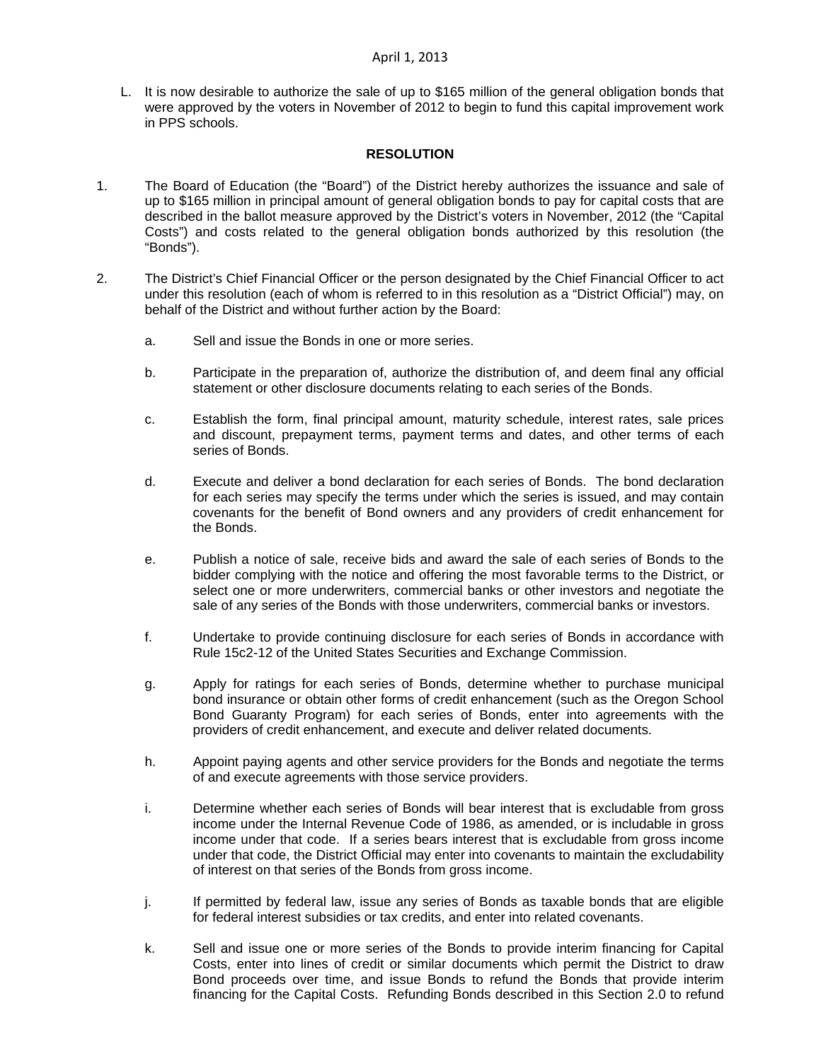L. It is now desirable to authorize the sale of up to $165 million of the general obligation bonds that were approved by the voters in November of 2012 to begin to fund this capital improvement work in PPS schools.

**RESOLUTION**

1. The Board of Education (the "Board") of the District hereby authorizes the issuance and sale of up to $165 million in principal amount of general obligation bonds to pay for capital costs that are described in the ballot measure approved by the District's voters in November, 2012 (the "Capital Costs") and costs related to the general obligation bonds authorized by this resolution (the "Bonds").

2. The District's Chief Financial Officer or the person designated by the Chief Financial Officer to act under this resolution (each of whom is referred to in this resolution as a "District Official") may, on behalf of the District and without further action by the Board:

   a. Sell and issue the Bonds in one or more series.

   b. Participate in the preparation of, authorize the distribution of, and deem final any official statement or other disclosure documents relating to each series of the Bonds.

   c. Establish the form, final principal amount, maturity schedule, interest rates, sale prices and discount, prepayment terms, payment terms and dates, and other terms of each series of Bonds.

   d. Execute and deliver a bond declaration for each series of Bonds. The bond declaration for each series may specify the terms under which the series is issued, and may contain covenants for the benefit of Bond owners and any providers of credit enhancement for the Bonds.

   e. Publish a notice of sale, receive bids and award the sale of each series of Bonds to the bidder complying with the notice and offering the most favorable terms to the District, or select one or more underwriters, commercial banks or other investors and negotiate the sale of any series of the Bonds with those underwriters, commercial banks or investors.

   f. Undertake to provide continuing disclosure for each series of Bonds in accordance with Rule 15c2-12 of the United States Securities and Exchange Commission.

   g. Apply for ratings for each series of Bonds, determine whether to purchase municipal bond insurance or obtain other forms of credit enhancement (such as the Oregon School Bond Guaranty Program) for each series of Bonds, enter into agreements with the providers of credit enhancement, and execute and deliver related documents.

   h. Appoint paying agents and other service providers for the Bonds and negotiate the terms of and execute agreements with those service providers.

   i. Determine whether each series of Bonds will bear interest that is excludable from gross income under the Internal Revenue Code of 1986, as amended, or is includable in gross income under that code. If a series bears interest that is excludable from gross income under that code, the District Official may enter into covenants to maintain the excludability of interest on that series of the Bonds from gross income.

   j. If permitted by federal law, issue any series of Bonds as taxable bonds that are eligible for federal interest subsidies or tax credits, and enter into related covenants.

   k. Sell and issue one or more series of the Bonds to provide interim financing for Capital Costs, enter into lines of credit or similar documents which permit the District to draw Bond proceeds over time, and issue Bonds to refund the Bonds that provide interim financing for the Capital Costs. Refunding Bonds described in this Section 2.0 to refund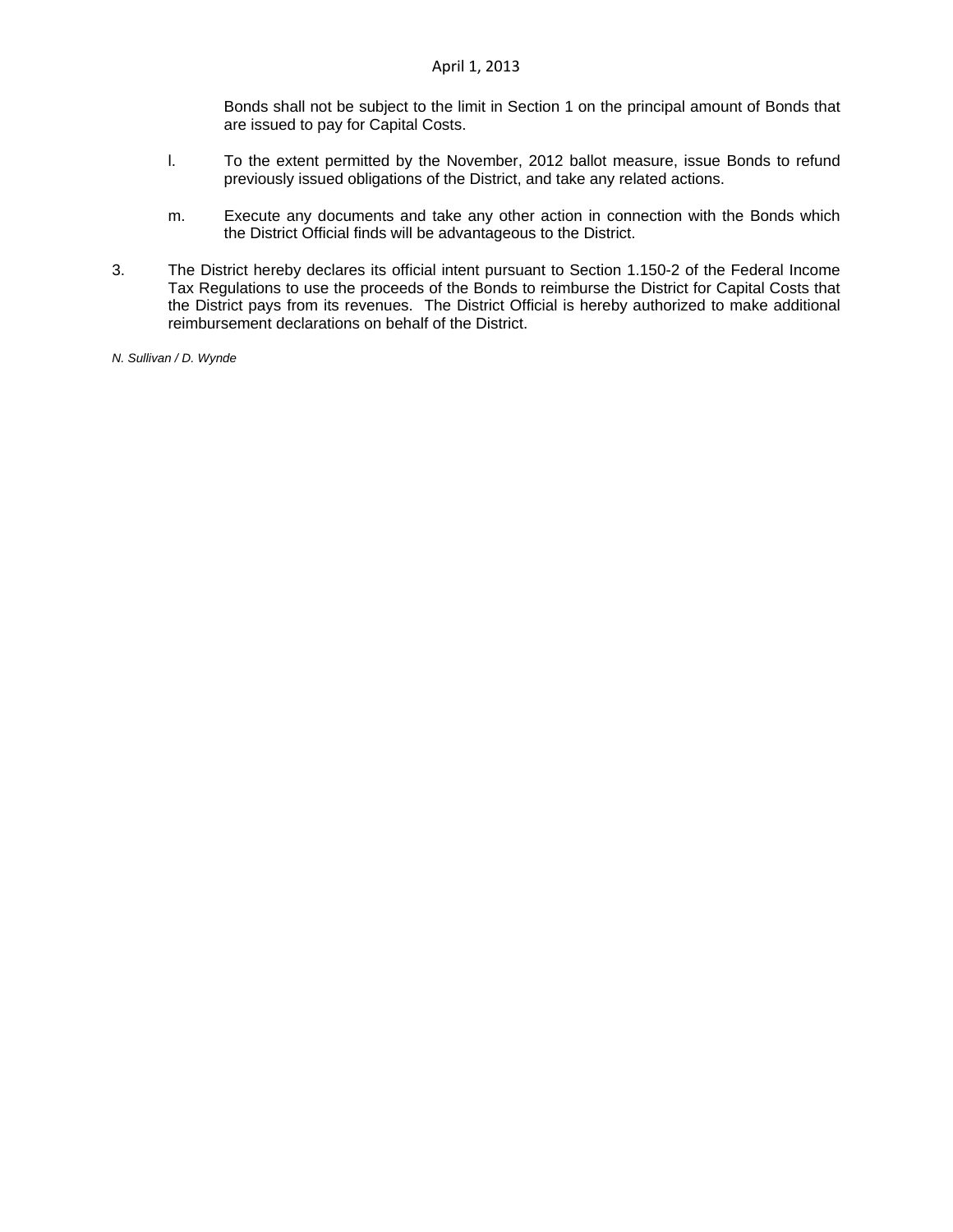Bonds shall not be subject to the limit in Section 1 on the principal amount of Bonds that are issued to pay for Capital Costs.

l. To the extent permitted by the November, 2012 ballot measure, issue Bonds to refund previously issued obligations of the District, and take any related actions.

m. Execute any documents and take any other action in connection with the Bonds which the District Official finds will be advantageous to the District.

3. The District hereby declares its official intent pursuant to Section 1.150-2 of the Federal Income Tax Regulations to use the proceeds of the Bonds to reimburse the District for Capital Costs that the District pays from its revenues. The District Official is hereby authorized to make additional reimbursement declarations on behalf of the District.

*N. Sullivan / D. Wynde*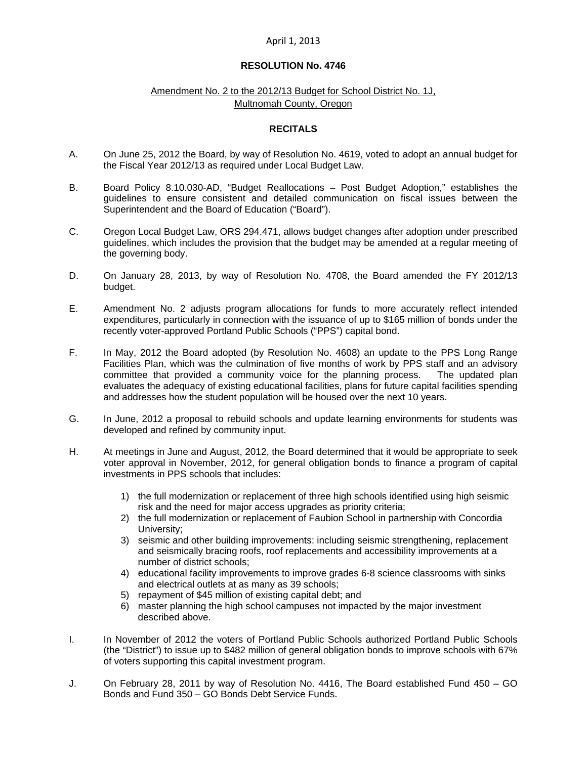April 1, 2013

**RESOLUTION No. 4746**

Amendment No. 2 to the 2012/13 Budget for School District No. 1J, Multnomah County, Oregon

**RECITALS**

A. On June 25, 2012 the Board, by way of Resolution No. 4619, voted to adopt an annual budget for the Fiscal Year 2012/13 as required under Local Budget Law.

B. Board Policy 8.10.030-AD, "Budget Reallocations – Post Budget Adoption," establishes the guidelines to ensure consistent and detailed communication on fiscal issues between the Superintendent and the Board of Education ("Board").

C. Oregon Local Budget Law, ORS 294.471, allows budget changes after adoption under prescribed guidelines, which includes the provision that the budget may be amended at a regular meeting of the governing body.

D. On January 28, 2013, by way of Resolution No. 4708, the Board amended the FY 2012/13 budget.

E. Amendment No. 2 adjusts program allocations for funds to more accurately reflect intended expenditures, particularly in connection with the issuance of up to $165 million of bonds under the recently voter-approved Portland Public Schools ("PPS") capital bond.

F. In May, 2012 the Board adopted (by Resolution No. 4608) an update to the PPS Long Range Facilities Plan, which was the culmination of five months of work by PPS staff and an advisory committee that provided a community voice for the planning process. The updated plan evaluates the adequacy of existing educational facilities, plans for future capital facilities spending and addresses how the student population will be housed over the next 10 years.

G. In June, 2012 a proposal to rebuild schools and update learning environments for students was developed and refined by community input.

H. At meetings in June and August, 2012, the Board determined that it would be appropriate to seek voter approval in November, 2012, for general obligation bonds to finance a program of capital investments in PPS schools that includes:

   1) the full modernization or replacement of three high schools identified using high seismic risk and the need for major access upgrades as priority criteria;
   2) the full modernization or replacement of Faubion School in partnership with Concordia University;
   3) seismic and other building improvements: including seismic strengthening, replacement and seismically bracing roofs, roof replacements and accessibility improvements at a number of district schools;
   4) educational facility improvements to improve grades 6-8 science classrooms with sinks and electrical outlets at as many as 39 schools;
   5) repayment of $45 million of existing capital debt; and
   6) master planning the high school campuses not impacted by the major investment described above.

I. In November of 2012 the voters of Portland Public Schools authorized Portland Public Schools (the "District") to issue up to $482 million of general obligation bonds to improve schools with 67% of voters supporting this capital investment program.

J. On February 28, 2011 by way of Resolution No. 4416, The Board established Fund 450 – GO Bonds and Fund 350 – GO Bonds Debt Service Funds.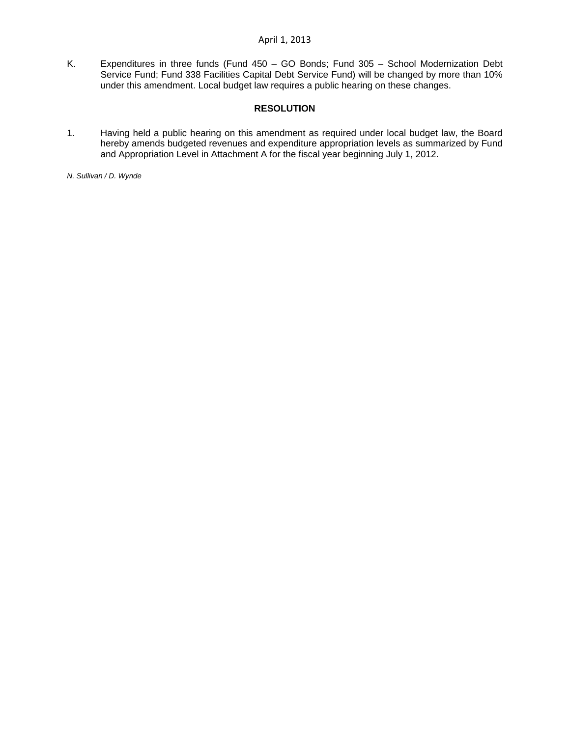K. Expenditures in three funds (Fund 450 – GO Bonds; Fund 305 – School Modernization Debt Service Fund; Fund 338 Facilities Capital Debt Service Fund) will be changed by more than 10% under this amendment. Local budget law requires a public hearing on these changes.

**RESOLUTION**

1. Having held a public hearing on this amendment as required under local budget law, the Board hereby amends budgeted revenues and expenditure appropriation levels as summarized by Fund and Appropriation Level in Attachment A for the fiscal year beginning July 1, 2012.

*N. Sullivan / D. Wynde*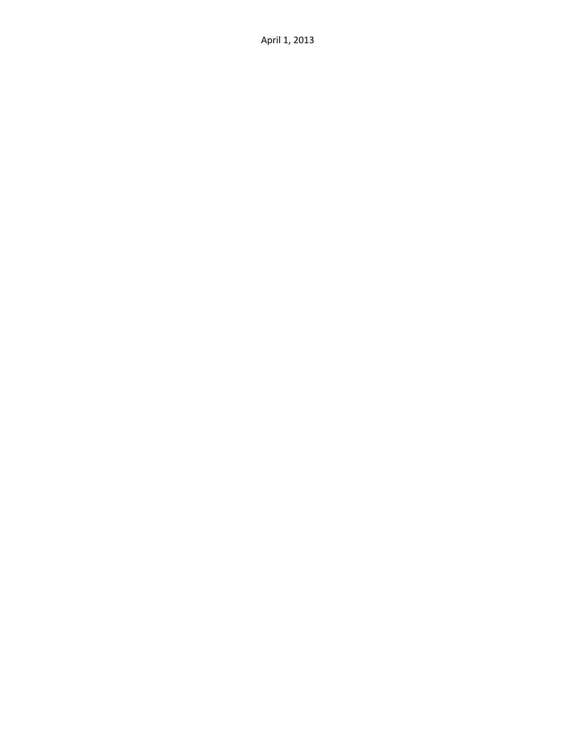April 1, 2013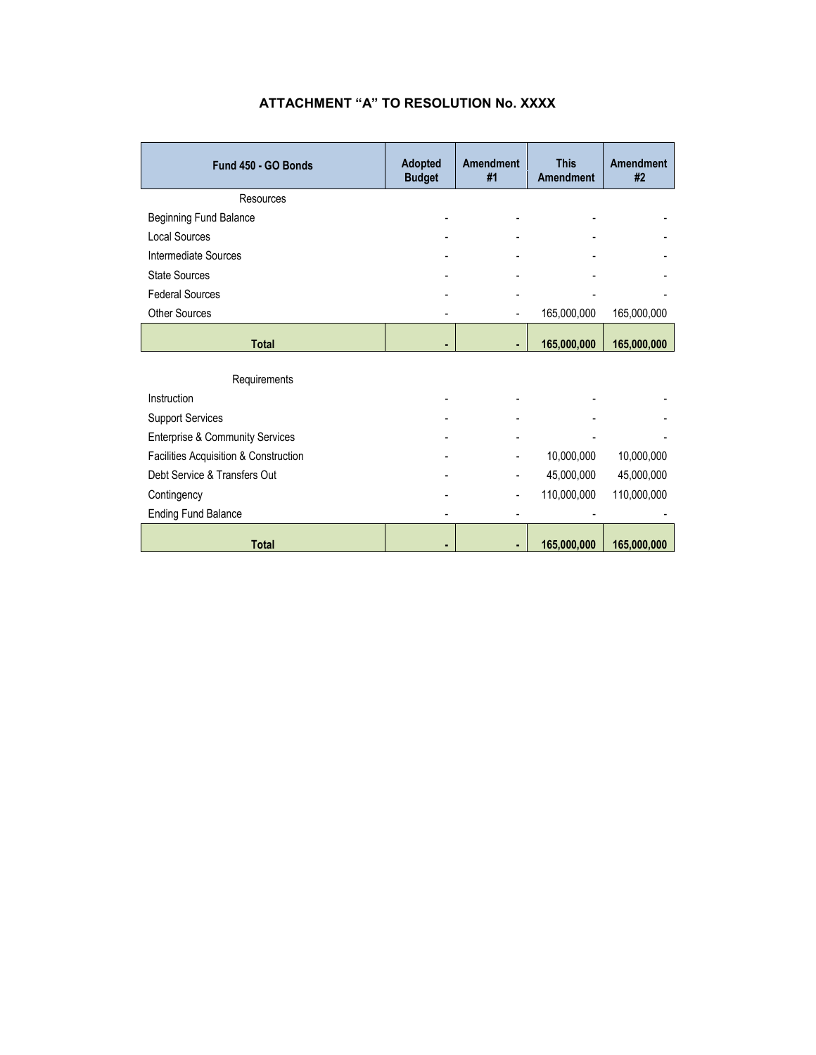### ATTACHMENT "A" TO RESOLUTION No. XXXX

| Fund 450 - GO Bonds | Adopted Budget | Amendment #1 | This Amendment | Amendment #2 |
|---|---|---|---|---|
| Resources | | | | |
| Beginning Fund Balance | - | - | - | - |
| Local Sources | - | - | - | - |
| Intermediate Sources | - | - | - | - |
| State Sources | - | - | - | - |
| Federal Sources | - | - | - | - |
| Other Sources | - | - | 165,000,000 | 165,000,000 |
| **Total** | **-** | **-** | **165,000,000** | **165,000,000** |
| Requirements | | | | |
| Instruction | - | - | - | - |
| Support Services | - | - | - | - |
| Enterprise & Community Services | - | - | - | - |
| Facilities Acquisition & Construction | - | - | 10,000,000 | 10,000,000 |
| Debt Service & Transfers Out | - | - | 45,000,000 | 45,000,000 |
| Contingency | - | - | 110,000,000 | 110,000,000 |
| Ending Fund Balance | - | - | - | - |
| **Total** | **-** | **-** | **165,000,000** | **165,000,000** |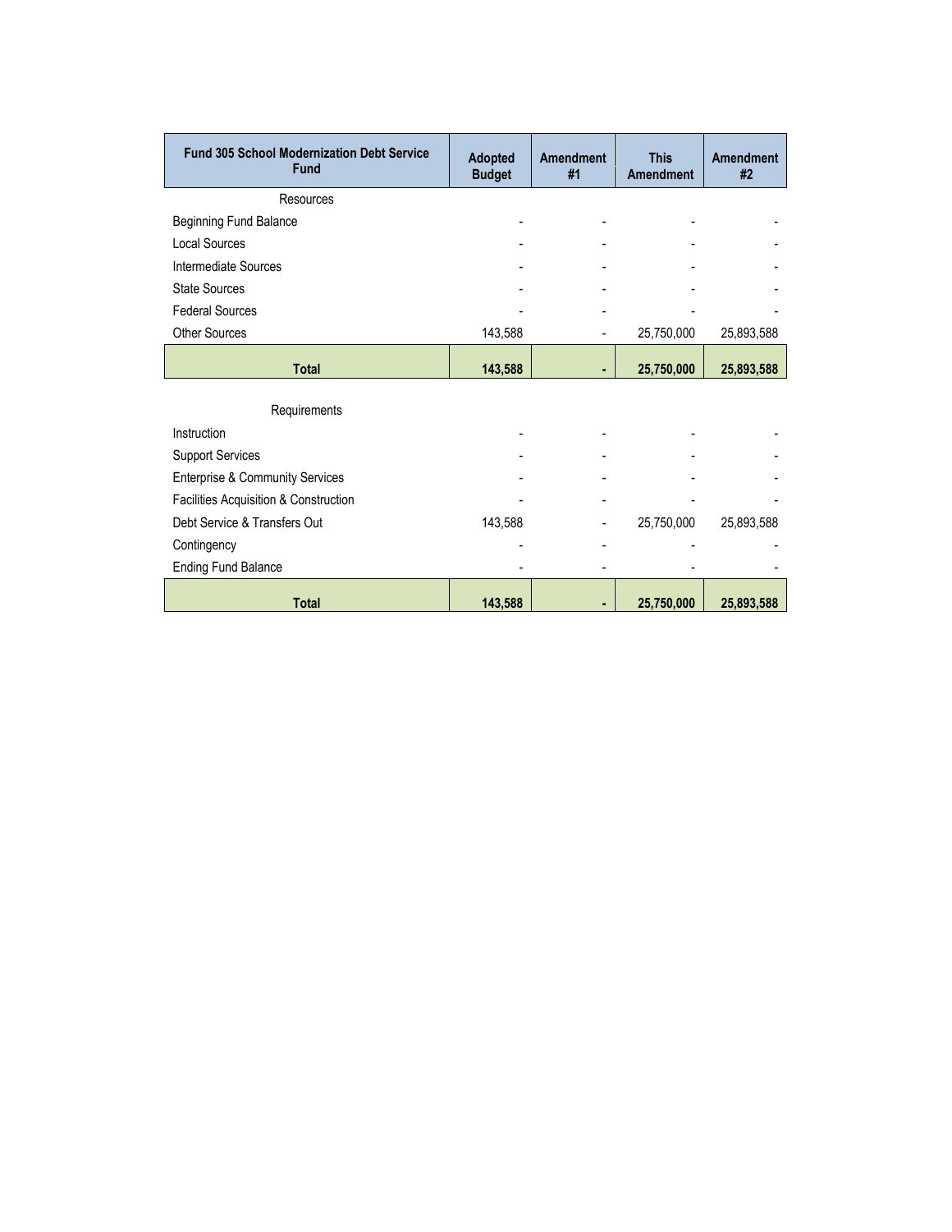| Fund 305 School Modernization Debt Service Fund | Adopted Budget | Amendment #1 | This Amendment | Amendment #2 |
|---|---|---|---|---|
| Resources | | | | |
| Beginning Fund Balance | - | - | - | - |
| Local Sources | - | - | - | - |
| Intermediate Sources | - | - | - | - |
| State Sources | - | - | - | - |
| Federal Sources | - | - | - | - |
| Other Sources | 143,588 | - | 25,750,000 | 25,893,588 |
| **Total** | **143,588** | **-** | **25,750,000** | **25,893,588** |
| Requirements | | | | |
| Instruction | - | - | - | - |
| Support Services | - | - | - | - |
| Enterprise & Community Services | - | - | - | - |
| Facilities Acquisition & Construction | - | - | - | - |
| Debt Service & Transfers Out | 143,588 | - | 25,750,000 | 25,893,588 |
| Contingency | - | - | - | - |
| Ending Fund Balance | - | - | - | - |
| **Total** | **143,588** | **-** | **25,750,000** | **25,893,588** |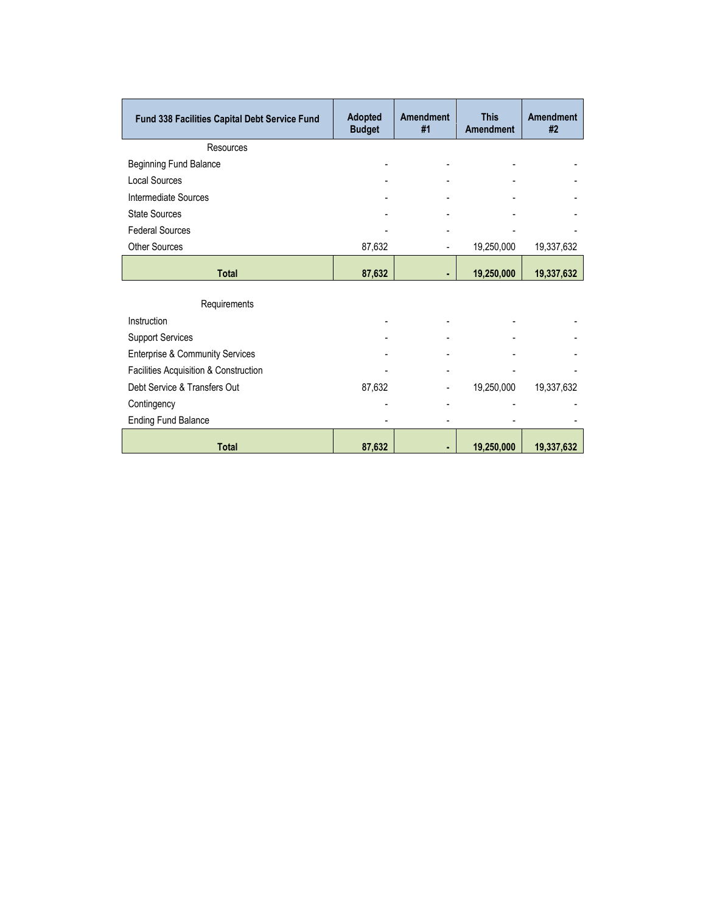| Fund 338 Facilities Capital Debt Service Fund | Adopted Budget | Amendment #1 | This Amendment | Amendment #2 |
|---|---|---|---|---|
| Resources | | | | |
| Beginning Fund Balance | - | - | - | - |
| Local Sources | - | - | - | - |
| Intermediate Sources | - | - | - | - |
| State Sources | - | - | - | - |
| Federal Sources | - | - | - | - |
| Other Sources | 87,632 | - | 19,250,000 | 19,337,632 |
| **Total** | **87,632** | **-** | **19,250,000** | **19,337,632** |
| Requirements | | | | |
| Instruction | - | - | - | - |
| Support Services | - | - | - | - |
| Enterprise & Community Services | - | - | - | - |
| Facilities Acquisition & Construction | - | - | - | - |
| Debt Service & Transfers Out | 87,632 | - | 19,250,000 | 19,337,632 |
| Contingency | - | - | - | - |
| Ending Fund Balance | - | - | - | - |
| **Total** | **87,632** | **-** | **19,250,000** | **19,337,632** |